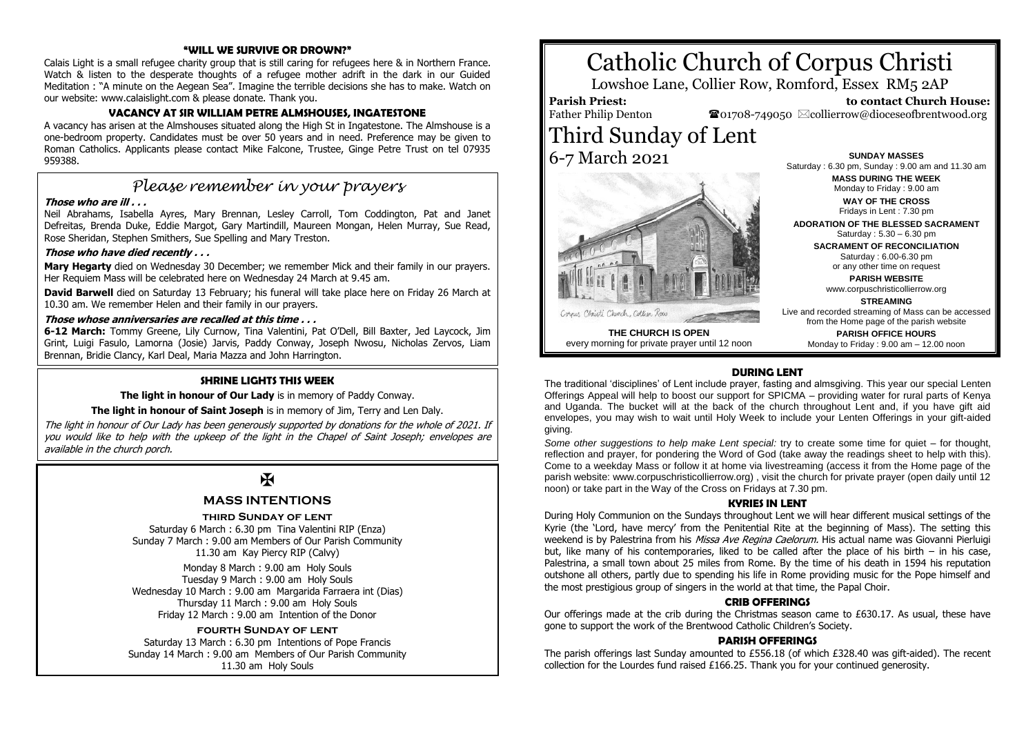# Catholic Church of Corpus Christi

Lowshoe Lane, Collier Row, Romford, Essex RM5 2AP

**Parish Priest:** Father Philip Denton

**to contact Church House:** ☎01708-749050 ✉collierrow@dioceseofbrentwood.org

# Third Sunday of Lent

6-7 March 2021

Corpus Christi Church, Collier Row

**THE CHURCH IS OPEN**
every morning for private prayer until 12 noon

**SUNDAY MASSES**
Saturday : 6.30 pm, Sunday : 9.00 am and 11.30 am

**MASS DURING THE WEEK**
Monday to Friday : 9.00 am

**WAY OF THE CROSS**
Fridays in Lent : 7.30 pm

**ADORATION OF THE BLESSED SACRAMENT**
Saturday : 5.30 – 6.30 pm

**SACRAMENT OF RECONCILIATION**
Saturday : 6.00-6.30 pm
or any other time on request

**PARISH WEBSITE**
www.corpuschristicollierrow.org

**STREAMING**
Live and recorded streaming of Mass can be accessed from the Home page of the parish website

**PARISH OFFICE HOURS**
Monday to Friday : 9.00 am – 12.00 noon

## "WILL WE SURVIVE OR DROWN?"

Calais Light is a small refugee charity group that is still caring for refugees here & in Northern France. Watch & listen to the desperate thoughts of a refugee mother adrift in the dark in our Guided Meditation : "A minute on the Aegean Sea". Imagine the terrible decisions she has to make. Watch on our website: www.calaislight.com & please donate. Thank you.

## VACANCY AT SIR WILLIAM PETRE ALMSHOUSES, INGATESTONE

A vacancy has arisen at the Almshouses situated along the High St in Ingatestone. The Almshouse is a one-bedroom property. Candidates must be over 50 years and in need. Preference may be given to Roman Catholics. Applicants please contact Mike Falcone, Trustee, Ginge Petre Trust on tel 07935 959388.

## *Please remember in your prayers*

***Those who are ill . . .***

Neil Abrahams, Isabella Ayres, Mary Brennan, Lesley Carroll, Tom Coddington, Pat and Janet Defreitas, Brenda Duke, Eddie Margot, Gary Martindill, Maureen Mongan, Helen Murray, Sue Read, Rose Sheridan, Stephen Smithers, Sue Spelling and Mary Treston.

***Those who have died recently . . .***

**Mary Hegarty** died on Wednesday 30 December; we remember Mick and their family in our prayers. Her Requiem Mass will be celebrated here on Wednesday 24 March at 9.45 am.

**David Barwell** died on Saturday 13 February; his funeral will take place here on Friday 26 March at 10.30 am. We remember Helen and their family in our prayers.

***Those whose anniversaries are recalled at this time . . .***

**6-12 March:** Tommy Greene, Lily Curnow, Tina Valentini, Pat O'Dell, Bill Baxter, Jed Laycock, Jim Grint, Luigi Fasulo, Lamorna (Josie) Jarvis, Paddy Conway, Joseph Nwosu, Nicholas Zervos, Liam Brennan, Bridie Clancy, Karl Deal, Maria Mazza and John Harrington.

## SHRINE LIGHTS THIS WEEK

**The light in honour of Our Lady** is in memory of Paddy Conway.

**The light in honour of Saint Joseph** is in memory of Jim, Terry and Len Daly.

*The light in honour of Our Lady has been generously supported by donations for the whole of 2021. If you would like to help with the upkeep of the light in the Chapel of Saint Joseph; envelopes are available in the church porch.*

✠

## MASS INTENTIONS

### THIRD SUNDAY OF LENT

Saturday 6 March : 6.30 pm Tina Valentini RIP (Enza)
Sunday 7 March : 9.00 am Members of Our Parish Community
11.30 am Kay Piercy RIP (Calvy)

Monday 8 March : 9.00 am Holy Souls
Tuesday 9 March : 9.00 am Holy Souls
Wednesday 10 March : 9.00 am Margarida Farraera int (Dias)
Thursday 11 March : 9.00 am Holy Souls
Friday 12 March : 9.00 am Intention of the Donor

### FOURTH SUNDAY OF LENT

Saturday 13 March : 6.30 pm Intentions of Pope Francis
Sunday 14 March : 9.00 am Members of Our Parish Community
11.30 am Holy Souls

## DURING LENT

The traditional 'disciplines' of Lent include prayer, fasting and almsgiving. This year our special Lenten Offerings Appeal will help to boost our support for SPICMA – providing water for rural parts of Kenya and Uganda. The bucket will at the back of the church throughout Lent and, if you have gift aid envelopes, you may wish to wait until Holy Week to include your Lenten Offerings in your gift-aided giving.

*Some other suggestions to help make Lent special:* try to create some time for quiet – for thought, reflection and prayer, for pondering the Word of God (take away the readings sheet to help with this). Come to a weekday Mass or follow it at home via livestreaming (access it from the Home page of the parish website: www.corpuschristicollierrow.org) , visit the church for private prayer (open daily until 12 noon) or take part in the Way of the Cross on Fridays at 7.30 pm.

## KYRIES IN LENT

During Holy Communion on the Sundays throughout Lent we will hear different musical settings of the Kyrie (the 'Lord, have mercy' from the Penitential Rite at the beginning of Mass). The setting this weekend is by Palestrina from his *Missa Ave Regina Caelorum.* His actual name was Giovanni Pierluigi but, like many of his contemporaries, liked to be called after the place of his birth – in his case, Palestrina, a small town about 25 miles from Rome. By the time of his death in 1594 his reputation outshone all others, partly due to spending his life in Rome providing music for the Pope himself and the most prestigious group of singers in the world at that time, the Papal Choir.

## CRIB OFFERINGS

Our offerings made at the crib during the Christmas season came to £630.17. As usual, these have gone to support the work of the Brentwood Catholic Children's Society.

## PARISH OFFERINGS

The parish offerings last Sunday amounted to £556.18 (of which £328.40 was gift-aided). The recent collection for the Lourdes fund raised £166.25. Thank you for your continued generosity.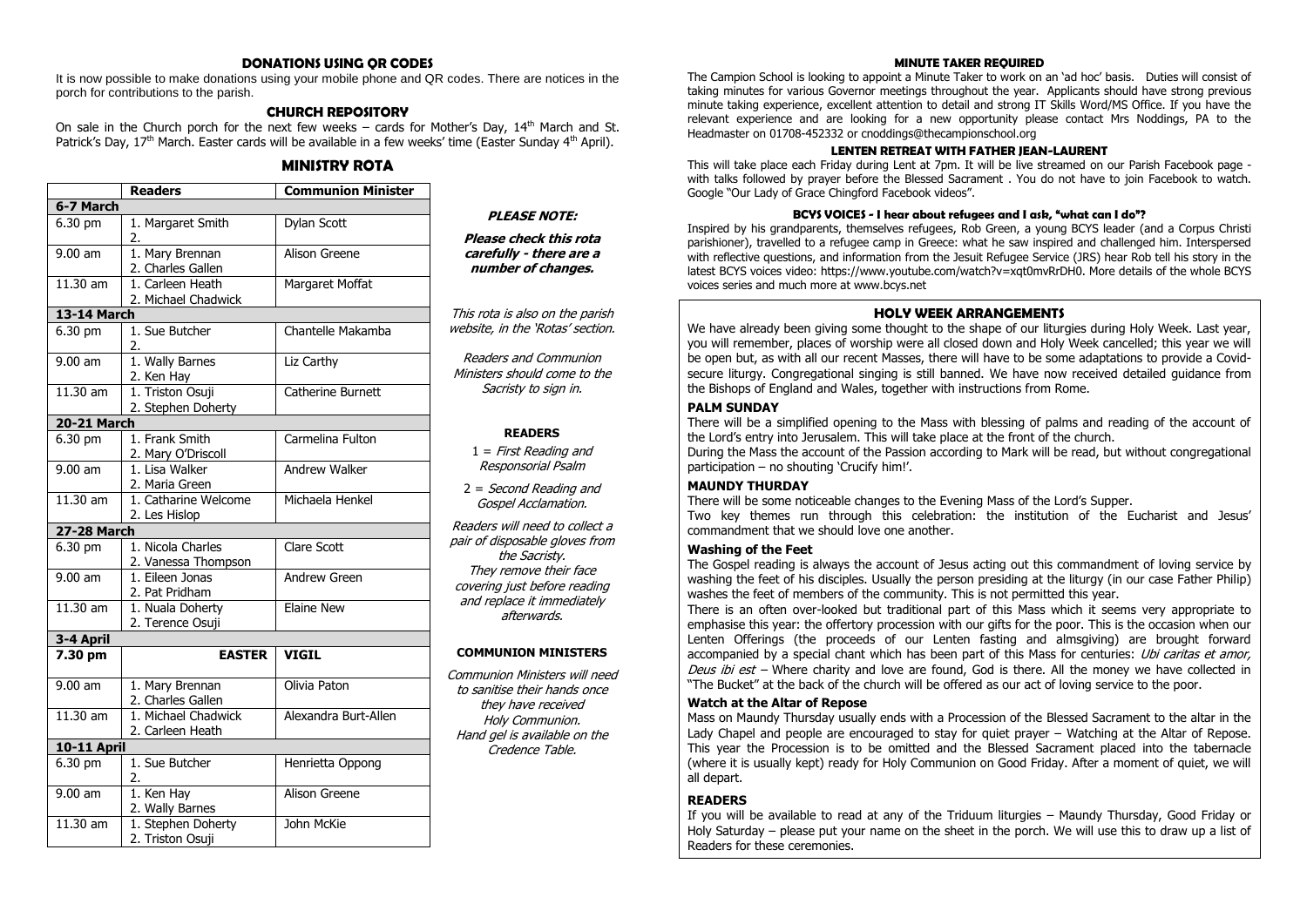## DONATIONS USING QR CODES

It is now possible to make donations using your mobile phone and QR codes. There are notices in the porch for contributions to the parish.

## CHURCH REPOSITORY

On sale in the Church porch for the next few weeks – cards for Mother's Day, 14th March and St. Patrick's Day, 17th March. Easter cards will be available in a few weeks' time (Easter Sunday 4th April).

## MINISTRY ROTA

| | Readers | Communion Minister |
|---|---|---|
| **6-7 March** | | |
| 6.30 pm | 1. Margaret Smith<br>2. | Dylan Scott |
| 9.00 am | 1. Mary Brennan<br>2. Charles Gallen | Alison Greene |
| 11.30 am | 1. Carleen Heath<br>2. Michael Chadwick | Margaret Moffat |
| **13-14 March** | | |
| 6.30 pm | 1. Sue Butcher<br>2. | Chantelle Makamba |
| 9.00 am | 1. Wally Barnes<br>2. Ken Hay | Liz Carthy |
| 11.30 am | 1. Triston Osuji<br>2. Stephen Doherty | Catherine Burnett |
| **20-21 March** | | |
| 6.30 pm | 1. Frank Smith<br>2. Mary O'Driscoll | Carmelina Fulton |
| 9.00 am | 1. Lisa Walker<br>2. Maria Green | Andrew Walker |
| 11.30 am | 1. Catharine Welcome<br>2. Les Hislop | Michaela Henkel |
| **27-28 March** | | |
| 6.30 pm | 1. Nicola Charles<br>2. Vanessa Thompson | Clare Scott |
| 9.00 am | 1. Eileen Jonas<br>2. Pat Pridham | Andrew Green |
| 11.30 am | 1. Nuala Doherty<br>2. Terence Osuji | Elaine New |
| **3-4 April** | | |
| **7.30 pm** | **EASTER** | **VIGIL** |
| 9.00 am | 1. Mary Brennan<br>2. Charles Gallen | Olivia Paton |
| 11.30 am | 1. Michael Chadwick<br>2. Carleen Heath | Alexandra Burt-Allen |
| **10-11 April** | | |
| 6.30 pm | 1. Sue Butcher<br>2. | Henrietta Oppong |
| 9.00 am | 1. Ken Hay<br>2. Wally Barnes | Alison Greene |
| 11.30 am | 1. Stephen Doherty<br>2. Triston Osuji | John McKie |

***PLEASE NOTE:***

***Please check this rota carefully - there are a number of changes.***

*This rota is also on the parish website, in the 'Rotas' section.*

*Readers and Communion Ministers should come to the Sacristy to sign in.*

**READERS**

1 = *First Reading and Responsorial Psalm*

2 = *Second Reading and Gospel Acclamation.*

*Readers will need to collect a pair of disposable gloves from the Sacristy. They remove their face covering just before reading and replace it immediately afterwards.*

**COMMUNION MINISTERS**

*Communion Ministers will need to sanitise their hands once they have received Holy Communion. Hand gel is available on the Credence Table.*

## MINUTE TAKER REQUIRED

The Campion School is looking to appoint a Minute Taker to work on an 'ad hoc' basis. Duties will consist of taking minutes for various Governor meetings throughout the year. Applicants should have strong previous minute taking experience, excellent attention to detail and strong IT Skills Word/MS Office. If you have the relevant experience and are looking for a new opportunity please contact Mrs Noddings, PA to the Headmaster on 01708-452332 or cnoddings@thecampionschool.org

## LENTEN RETREAT WITH FATHER JEAN-LAURENT

This will take place each Friday during Lent at 7pm. It will be live streamed on our Parish Facebook page - with talks followed by prayer before the Blessed Sacrament . You do not have to join Facebook to watch. Google "Our Lady of Grace Chingford Facebook videos".

## BCYS VOICES - I hear about refugees and I ask, "what can I do"?

Inspired by his grandparents, themselves refugees, Rob Green, a young BCYS leader (and a Corpus Christi parishioner), travelled to a refugee camp in Greece: what he saw inspired and challenged him. Interspersed with reflective questions, and information from the Jesuit Refugee Service (JRS) hear Rob tell his story in the latest BCYS voices video: https://www.youtube.com/watch?v=xqt0mvRrDH0. More details of the whole BCYS voices series and much more at www.bcys.net

## HOLY WEEK ARRANGEMENTS

We have already been giving some thought to the shape of our liturgies during Holy Week. Last year, you will remember, places of worship were all closed down and Holy Week cancelled; this year we will be open but, as with all our recent Masses, there will have to be some adaptations to provide a Covid-secure liturgy. Congregational singing is still banned. We have now received detailed guidance from the Bishops of England and Wales, together with instructions from Rome.

### PALM SUNDAY

There will be a simplified opening to the Mass with blessing of palms and reading of the account of the Lord's entry into Jerusalem. This will take place at the front of the church.

During the Mass the account of the Passion according to Mark will be read, but without congregational participation – no shouting 'Crucify him!'.

### MAUNDY THURDAY

There will be some noticeable changes to the Evening Mass of the Lord's Supper.

Two key themes run through this celebration: the institution of the Eucharist and Jesus' commandment that we should love one another.

### Washing of the Feet

The Gospel reading is always the account of Jesus acting out this commandment of loving service by washing the feet of his disciples. Usually the person presiding at the liturgy (in our case Father Philip) washes the feet of members of the community. This is not permitted this year.

There is an often over-looked but traditional part of this Mass which it seems very appropriate to emphasise this year: the offertory procession with our gifts for the poor. This is the occasion when our Lenten Offerings (the proceeds of our Lenten fasting and almsgiving) are brought forward accompanied by a special chant which has been part of this Mass for centuries: *Ubi caritas et amor, Deus ibi est* – Where charity and love are found, God is there. All the money we have collected in "The Bucket" at the back of the church will be offered as our act of loving service to the poor.

### Watch at the Altar of Repose

Mass on Maundy Thursday usually ends with a Procession of the Blessed Sacrament to the altar in the Lady Chapel and people are encouraged to stay for quiet prayer – Watching at the Altar of Repose. This year the Procession is to be omitted and the Blessed Sacrament placed into the tabernacle (where it is usually kept) ready for Holy Communion on Good Friday. After a moment of quiet, we will all depart.

### READERS

If you will be available to read at any of the Triduum liturgies – Maundy Thursday, Good Friday or Holy Saturday – please put your name on the sheet in the porch. We will use this to draw up a list of Readers for these ceremonies.